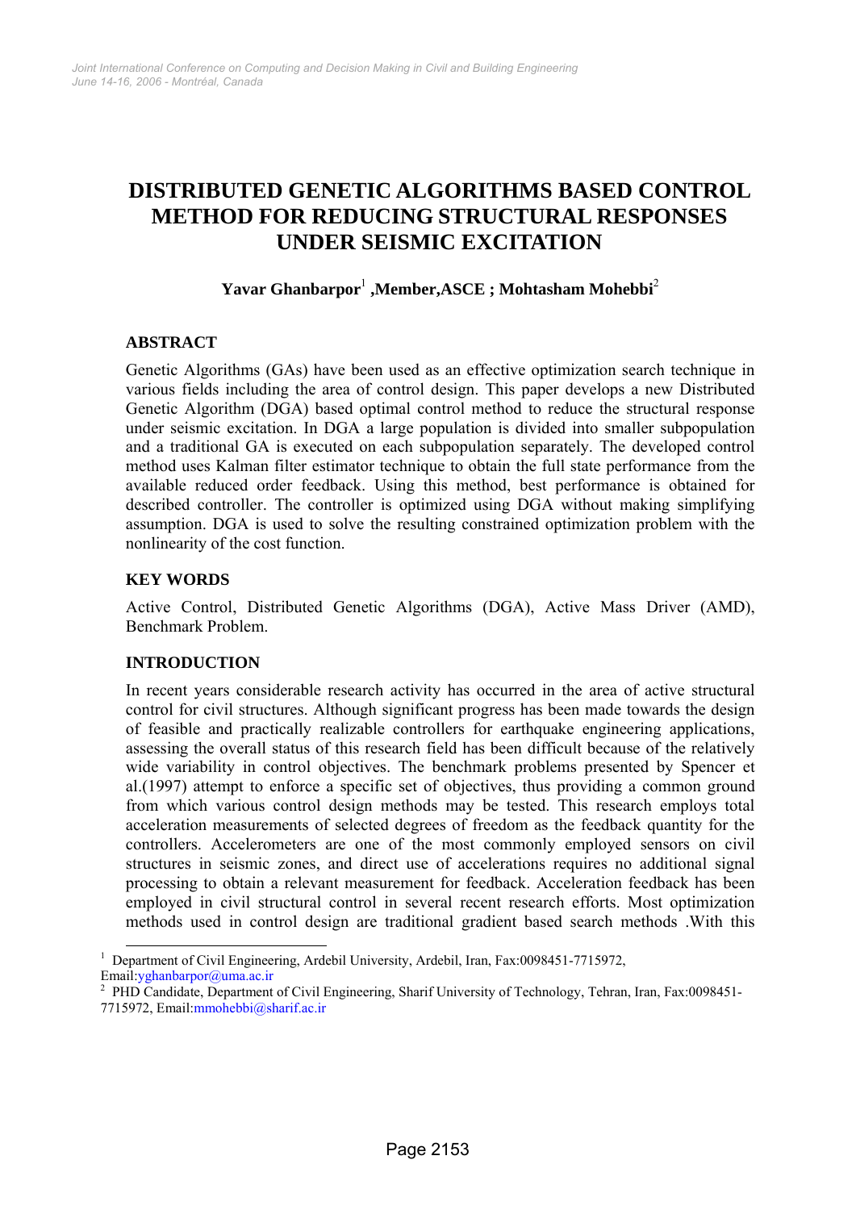# DISTRIBUTED GENETIC ALGORITHMS BASED CONTROL METHOD FOR REDUCING STRUCTURAL RESPONSES UNDER SEISMIC EXCITATION

**Yavar Ghanbarpor[1] ,Member,ASCE ; Mohtasham Mohebbi[2]**

## ABSTRACT

Genetic Algorithms (GAs) have been used as an effective optimization search technique in various fields including the area of control design. This paper develops a new Distributed Genetic Algorithm (DGA) based optimal control method to reduce the structural response under seismic excitation. In DGA a large population is divided into smaller subpopulation and a traditional GA is executed on each subpopulation separately. The developed control method uses Kalman filter estimator technique to obtain the full state performance from the available reduced order feedback. Using this method, best performance is obtained for described controller. The controller is optimized using DGA without making simplifying assumption. DGA is used to solve the resulting constrained optimization problem with the nonlinearity of the cost function.

## KEY WORDS

Active Control, Distributed Genetic Algorithms (DGA), Active Mass Driver (AMD), Benchmark Problem.

## INTRODUCTION

In recent years considerable research activity has occurred in the area of active structural control for civil structures. Although significant progress has been made towards the design of feasible and practically realizable controllers for earthquake engineering applications, assessing the overall status of this research field has been difficult because of the relatively wide variability in control objectives. The benchmark problems presented by Spencer et al.(1997) attempt to enforce a specific set of objectives, thus providing a common ground from which various control design methods may be tested. This research employs total acceleration measurements of selected degrees of freedom as the feedback quantity for the controllers. Accelerometers are one of the most commonly employed sensors on civil structures in seismic zones, and direct use of accelerations requires no additional signal processing to obtain a relevant measurement for feedback. Acceleration feedback has been employed in civil structural control in several recent research efforts. Most optimization methods used in control design are traditional gradient based search methods .With this

[1] Department of Civil Engineering, Ardebil University, Ardebil, Iran, Fax:0098451-7715972, Email:yghanbarpor@uma.ac.ir

[2] PHD Candidate, Department of Civil Engineering, Sharif University of Technology, Tehran, Iran, Fax:0098451-7715972, Email:mmohebbi@sharif.ac.ir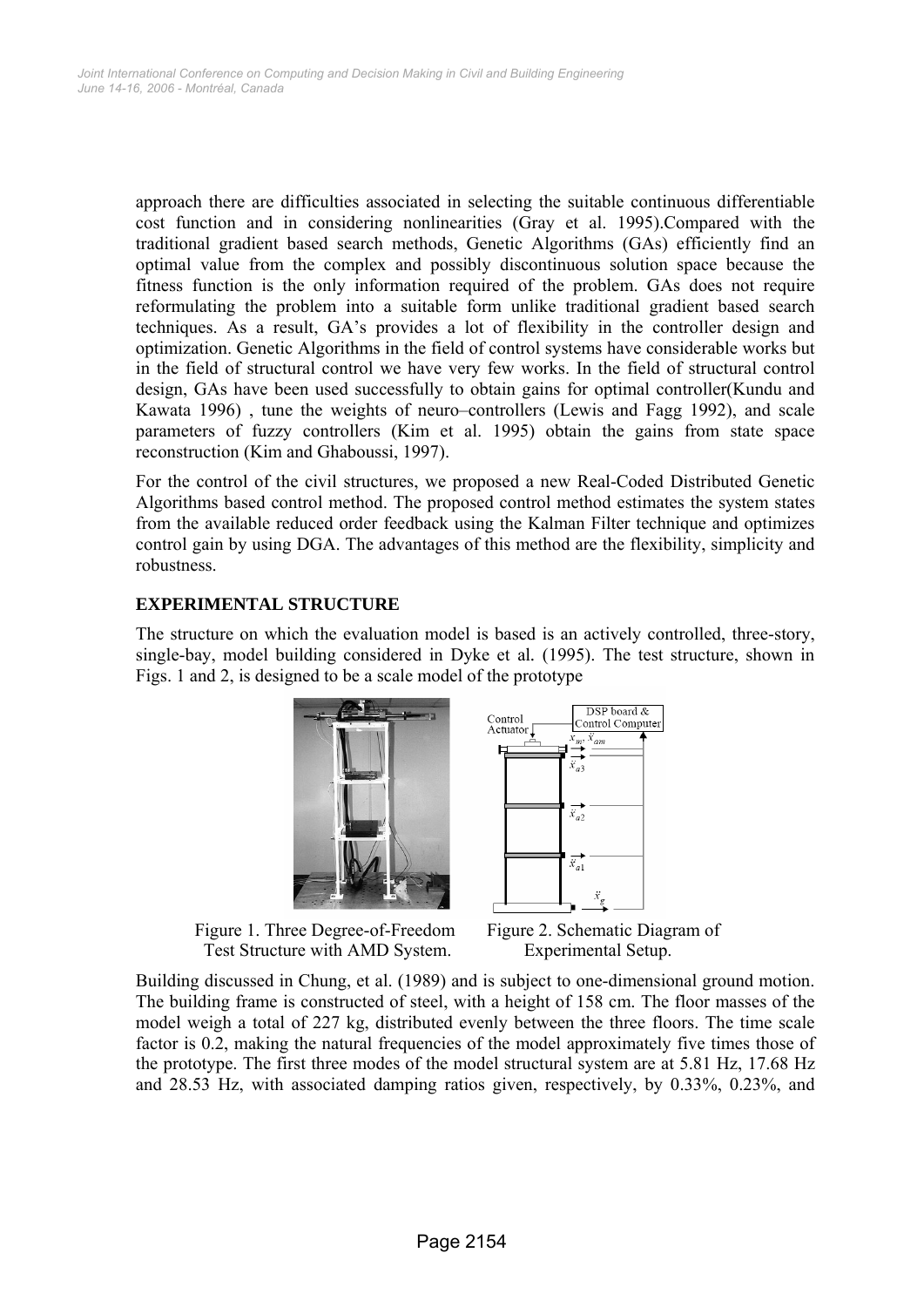approach there are difficulties associated in selecting the suitable continuous differentiable cost function and in considering nonlinearities (Gray et al. 1995).Compared with the traditional gradient based search methods, Genetic Algorithms (GAs) efficiently find an optimal value from the complex and possibly discontinuous solution space because the fitness function is the only information required of the problem. GAs does not require reformulating the problem into a suitable form unlike traditional gradient based search techniques. As a result, GA's provides a lot of flexibility in the controller design and optimization. Genetic Algorithms in the field of control systems have considerable works but in the field of structural control we have very few works. In the field of structural control design, GAs have been used successfully to obtain gains for optimal controller(Kundu and Kawata 1996) , tune the weights of neuro–controllers (Lewis and Fagg 1992), and scale parameters of fuzzy controllers (Kim et al. 1995) obtain the gains from state space reconstruction (Kim and Ghaboussi, 1997).

For the control of the civil structures, we proposed a new Real-Coded Distributed Genetic Algorithms based control method. The proposed control method estimates the system states from the available reduced order feedback using the Kalman Filter technique and optimizes control gain by using DGA. The advantages of this method are the flexibility, simplicity and robustness.

## EXPERIMENTAL STRUCTURE

The structure on which the evaluation model is based is an actively controlled, three-story, single-bay, model building considered in Dyke et al. (1995). The test structure, shown in Figs. 1 and 2, is designed to be a scale model of the prototype

Figure 1. Three Degree-of-Freedom Test Structure with AMD System.

Figure 2. Schematic Diagram of Experimental Setup.

Building discussed in Chung, et al. (1989) and is subject to one-dimensional ground motion. The building frame is constructed of steel, with a height of 158 cm. The floor masses of the model weigh a total of 227 kg, distributed evenly between the three floors. The time scale factor is 0.2, making the natural frequencies of the model approximately five times those of the prototype. The first three modes of the model structural system are at 5.81 Hz, 17.68 Hz and 28.53 Hz, with associated damping ratios given, respectively, by 0.33%, 0.23%, and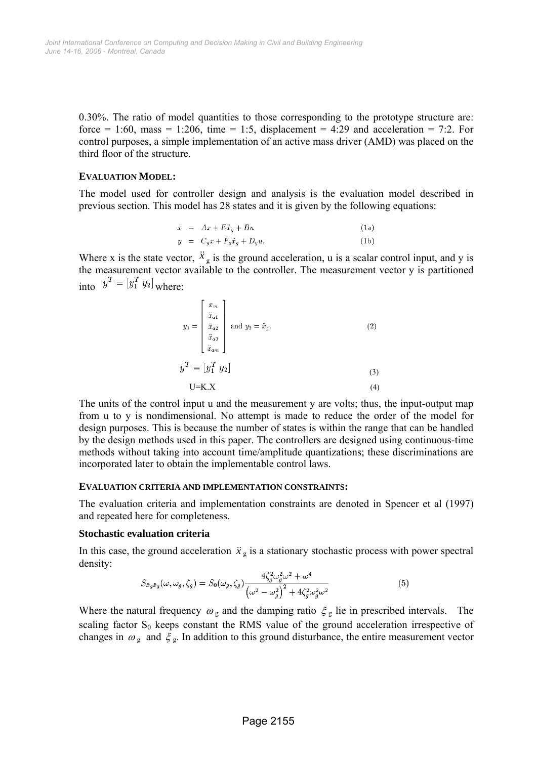0.30%. The ratio of model quantities to those corresponding to the prototype structure are: force = 1:60, mass = 1:206, time = 1:5, displacement = 4:29 and acceleration = 7:2. For control purposes, a simple implementation of an active mass driver (AMD) was placed on the third floor of the structure.

### EVALUATION MODEL:

The model used for controller design and analysis is the evaluation model described in previous section. This model has 28 states and it is given by the following equations:

$$\dot{x} = Ax + E\ddot{x}_g + Bu \tag{1a}$$

$$y = C_y x + F_y \ddot{x}_g + D_y u, \tag{1b}$$

Where x is the state vector, $\ddot{x}_g$ is the ground acceleration, u is a scalar control input, and y is the measurement vector available to the controller. The measurement vector y is partitioned into $y^T = [y_1^T \; y_2]$ where:

$$y_1 = \begin{bmatrix} x_m \\ \ddot{x}_{a1} \\ \ddot{x}_{a2} \\ \ddot{x}_{a3} \\ \ddot{x}_{am} \end{bmatrix} \text{ and } y_2 = \ddot{x}_g. \tag{2}$$

$$y^T = [y_1^T \; y_2] \tag{3}$$

$$U = K.X \tag{4}$$

The units of the control input u and the measurement y are volts; thus, the input-output map from u to y is nondimensional. No attempt is made to reduce the order of the model for design purposes. This is because the number of states is within the range that can be handled by the design methods used in this paper. The controllers are designed using continuous-time methods without taking into account time/amplitude quantizations; these discriminations are incorporated later to obtain the implementable control laws.

### EVALUATION CRITERIA AND IMPLEMENTATION CONSTRAINTS:

The evaluation criteria and implementation constraints are denoted in Spencer et al (1997) and repeated here for completeness.

#### Stochastic evaluation criteria

In this case, the ground acceleration $\ddot{x}_g$ is a stationary stochastic process with power spectral density:

$$S_{\ddot{x}_g\ddot{x}_g}(\omega, \omega_g, \zeta_g) = S_0(\omega_g, \zeta_g)\frac{4\zeta_g^2\omega_g^2\omega^2 + \omega^4}{\left(\omega^2 - \omega_g^2\right)^2 + 4\zeta_g^2\omega_g^2\omega^2} \tag{5}$$

Where the natural frequency $\omega_g$ and the damping ratio $\xi_g$ lie in prescribed intervals. The scaling factor $S_0$ keeps constant the RMS value of the ground acceleration irrespective of changes in $\omega_g$ and $\xi_g$. In addition to this ground disturbance, the entire measurement vector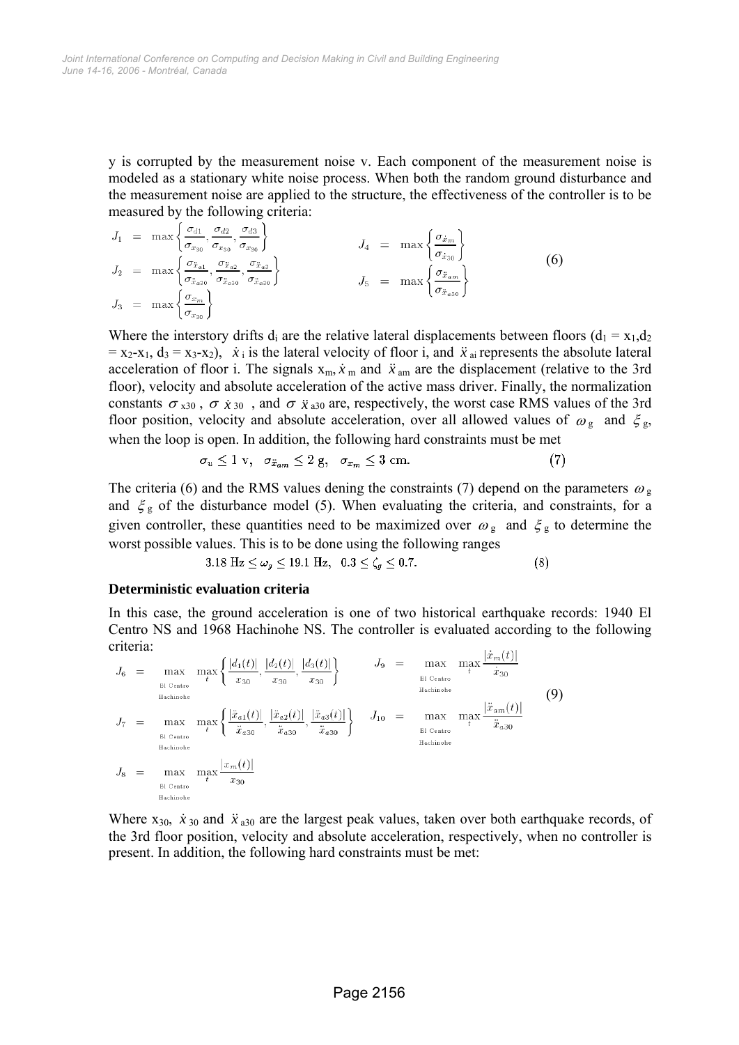y is corrupted by the measurement noise v. Each component of the measurement noise is modeled as a stationary white noise process. When both the random ground disturbance and the measurement noise are applied to the structure, the effectiveness of the controller is to be measured by the following criteria:

$$
\begin{aligned}
J_1 &= \max\left\{\frac{\sigma_{d1}}{\sigma_{x_{30}}}, \frac{\sigma_{d2}}{\sigma_{x_{30}}}, \frac{\sigma_{d3}}{\sigma_{x_{30}}}\right\} & J_4 &= \max\left\{\frac{\sigma_{\dot{x}_m}}{\sigma_{\dot{x}_{30}}}\right\} \\
J_2 &= \max\left\{\frac{\sigma_{\ddot{x}_{a1}}}{\sigma_{\ddot{x}_{a30}}}, \frac{\sigma_{\ddot{x}_{a2}}}{\sigma_{\ddot{x}_{a30}}}, \frac{\sigma_{\ddot{x}_{a3}}}{\sigma_{\ddot{x}_{a30}}}\right\} & J_5 &= \max\left\{\frac{\sigma_{\ddot{x}_{am}}}{\sigma_{\ddot{x}_{a30}}}\right\} \\
J_3 &= \max\left\{\frac{\sigma_{x_m}}{\sigma_{x_{30}}}\right\}
\end{aligned}
\tag{6}
$$

Where the interstory drifts $d_i$ are the relative lateral displacements between floors ($d_1 = x_1, d_2 = x_2 - x_1$, $d_3 = x_3 - x_2$), $\dot{x}_i$ is the lateral velocity of floor i, and $\ddot{x}_{ai}$ represents the absolute lateral acceleration of floor i. The signals $x_m$, $\dot{x}_m$ and $\ddot{x}_{am}$ are the displacement (relative to the 3rd floor), velocity and absolute acceleration of the active mass driver. Finally, the normalization constants $\sigma_{x30}$, $\sigma_{\dot{x}30}$, and $\sigma_{\ddot{x}a30}$ are, respectively, the worst case RMS values of the 3rd floor position, velocity and absolute acceleration, over all allowed values of $\omega_g$ and $\xi_g$, when the loop is open. In addition, the following hard constraints must be met

$$
\sigma_u \leq 1 \text{ v}, \quad \sigma_{\ddot{x}_{am}} \leq 2 \text{ g}, \quad \sigma_{x_m} \leq 3 \text{ cm}. \tag{7}
$$

The criteria (6) and the RMS values dening the constraints (7) depend on the parameters $\omega_g$ and $\xi_g$ of the disturbance model (5). When evaluating the criteria, and constraints, for a given controller, these quantities need to be maximized over $\omega_g$ and $\xi_g$ to determine the worst possible values. This is to be done using the following ranges

$$
3.18 \text{ Hz} \leq \omega_g \leq 19.1 \text{ Hz}, \quad 0.3 \leq \zeta_g \leq 0.7. \tag{8}
$$

**Deterministic evaluation criteria**

In this case, the ground acceleration is one of two historical earthquake records: 1940 El Centro NS and 1968 Hachinohe NS. The controller is evaluated according to the following criteria:

$$
\begin{aligned}
J_6 &= \max_{\substack{\text{El Centro} \\ \text{Hachinohe}}} \max_t \left\{\frac{|d_1(t)|}{x_{30}}, \frac{|d_2(t)|}{x_{30}}, \frac{|d_3(t)|}{x_{30}}\right\} & J_9 &= \max_{\substack{\text{El Centro} \\ \text{Hachinohe}}} \max_t \frac{|\dot{x}_m(t)|}{\dot{x}_{30}} \\
J_7 &= \max_{\substack{\text{El Centro} \\ \text{Hachinohe}}} \max_t \left\{\frac{|\ddot{x}_{a1}(t)|}{\ddot{x}_{a30}}, \frac{|\ddot{x}_{a2}(t)|}{\ddot{x}_{a30}}, \frac{|\ddot{x}_{a3}(t)|}{\ddot{x}_{a30}}\right\} & J_{10} &= \max_{\substack{\text{El Centro} \\ \text{Hachinohe}}} \max_t \frac{|\ddot{x}_{am}(t)|}{\ddot{x}_{a30}} \\
J_8 &= \max_{\substack{\text{El Centro} \\ \text{Hachinohe}}} \max_t \frac{|x_m(t)|}{x_{30}}
\end{aligned}
\tag{9}
$$

Where $x_{30}$, $\dot{x}_{30}$ and $\ddot{x}_{a30}$ are the largest peak values, taken over both earthquake records, of the 3rd floor position, velocity and absolute acceleration, respectively, when no controller is present. In addition, the following hard constraints must be met: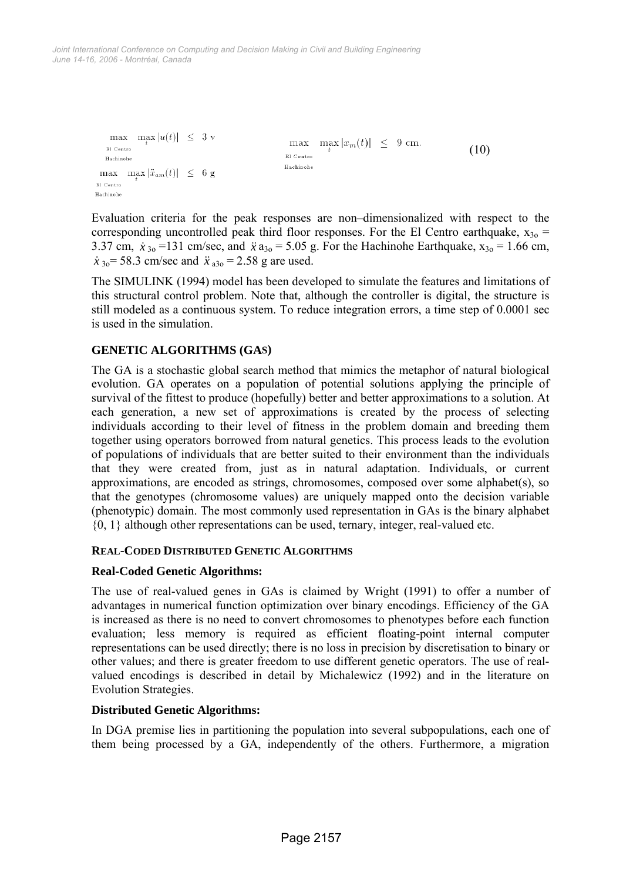$$\max_{\substack{\text{El Centro} \\ \text{Hachinohe}}} \max_{t} |u(t)| \leq 3 \text{ v} \qquad \max_{\substack{\text{El Centro} \\ \text{Hachinohe}}} \max_{t} |x_m(t)| \leq 9 \text{ cm.} \tag{10}$$

$$\max_{\substack{\text{El Centro} \\ \text{Hachinohe}}} \max_{t} |\ddot{x}_{am}(t)| \leq 6 \text{ g}$$

Evaluation criteria for the peak responses are non–dimensionalized with respect to the corresponding uncontrolled peak third floor responses. For the El Centro earthquake, $x_{3o}$ = 3.37 cm, $\dot{x}_{3o}$ =131 cm/sec, and $\ddot{x}a_{3o}$ = 5.05 g. For the Hachinohe Earthquake, $x_{3o}$ = 1.66 cm, $\dot{x}_{3o}$= 58.3 cm/sec and $\ddot{x}_{a3o}$ = 2.58 g are used.

The SIMULINK (1994) model has been developed to simulate the features and limitations of this structural control problem. Note that, although the controller is digital, the structure is still modeled as a continuous system. To reduce integration errors, a time step of 0.0001 sec is used in the simulation.

## GENETIC ALGORITHMS (GAS)

The GA is a stochastic global search method that mimics the metaphor of natural biological evolution. GA operates on a population of potential solutions applying the principle of survival of the fittest to produce (hopefully) better and better approximations to a solution. At each generation, a new set of approximations is created by the process of selecting individuals according to their level of fitness in the problem domain and breeding them together using operators borrowed from natural genetics. This process leads to the evolution of populations of individuals that are better suited to their environment than the individuals that they were created from, just as in natural adaptation. Individuals, or current approximations, are encoded as strings, chromosomes, composed over some alphabet(s), so that the genotypes (chromosome values) are uniquely mapped onto the decision variable (phenotypic) domain. The most commonly used representation in GAs is the binary alphabet {0, 1} although other representations can be used, ternary, integer, real-valued etc.

### REAL-CODED DISTRIBUTED GENETIC ALGORITHMS

#### Real-Coded Genetic Algorithms:

The use of real-valued genes in GAs is claimed by Wright (1991) to offer a number of advantages in numerical function optimization over binary encodings. Efficiency of the GA is increased as there is no need to convert chromosomes to phenotypes before each function evaluation; less memory is required as efficient floating-point internal computer representations can be used directly; there is no loss in precision by discretisation to binary or other values; and there is greater freedom to use different genetic operators. The use of real-valued encodings is described in detail by Michalewicz (1992) and in the literature on Evolution Strategies.

#### Distributed Genetic Algorithms:

In DGA premise lies in partitioning the population into several subpopulations, each one of them being processed by a GA, independently of the others. Furthermore, a migration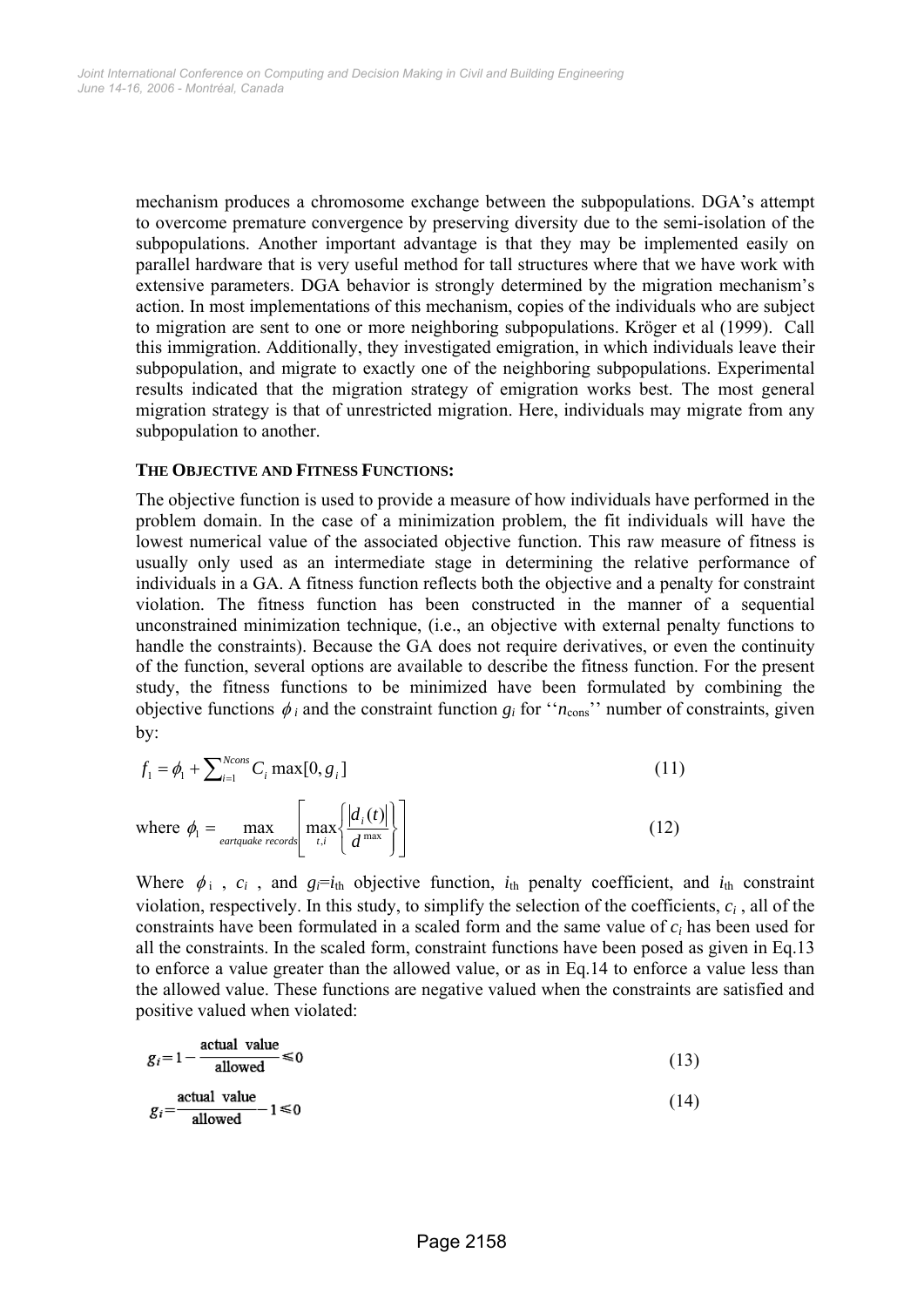mechanism produces a chromosome exchange between the subpopulations. DGA's attempt to overcome premature convergence by preserving diversity due to the semi-isolation of the subpopulations. Another important advantage is that they may be implemented easily on parallel hardware that is very useful method for tall structures where that we have work with extensive parameters. DGA behavior is strongly determined by the migration mechanism's action. In most implementations of this mechanism, copies of the individuals who are subject to migration are sent to one or more neighboring subpopulations. Kröger et al (1999). Call this immigration. Additionally, they investigated emigration, in which individuals leave their subpopulation, and migrate to exactly one of the neighboring subpopulations. Experimental results indicated that the migration strategy of emigration works best. The most general migration strategy is that of unrestricted migration. Here, individuals may migrate from any subpopulation to another.

#### THE OBJECTIVE AND FITNESS FUNCTIONS:

The objective function is used to provide a measure of how individuals have performed in the problem domain. In the case of a minimization problem, the fit individuals will have the lowest numerical value of the associated objective function. This raw measure of fitness is usually only used as an intermediate stage in determining the relative performance of individuals in a GA. A fitness function reflects both the objective and a penalty for constraint violation. The fitness function has been constructed in the manner of a sequential unconstrained minimization technique, (i.e., an objective with external penalty functions to handle the constraints). Because the GA does not require derivatives, or even the continuity of the function, several options are available to describe the fitness function. For the present study, the fitness functions to be minimized have been formulated by combining the objective functions $\phi_i$ and the constraint function $g_i$ for ''$n_{cons}$'' number of constraints, given by:

$$f_1 = \phi_1 + \sum_{i=1}^{Ncons} C_i \max[0, g_i] \tag{11}$$

where
$$\phi_1 = \max_{eartquake\ records} \left[ \max_{t,i} \left\{ \frac{|d_i(t)|}{d^{\max}} \right\} \right] \tag{12}$$

Where $\phi_i$, $c_i$, and $g_i$=$i_{th}$ objective function, $i_{th}$ penalty coefficient, and $i_{th}$ constraint violation, respectively. In this study, to simplify the selection of the coefficients, $c_i$, all of the constraints have been formulated in a scaled form and the same value of $c_i$ has been used for all the constraints. In the scaled form, constraint functions have been posed as given in Eq.13 to enforce a value greater than the allowed value, or as in Eq.14 to enforce a value less than the allowed value. These functions are negative valued when the constraints are satisfied and positive valued when violated:

$$g_i = 1 - \frac{\text{actual value}}{\text{allowed}} \leq 0 \tag{13}$$

$$g_i = \frac{\text{actual value}}{\text{allowed}} - 1 \leq 0 \tag{14}$$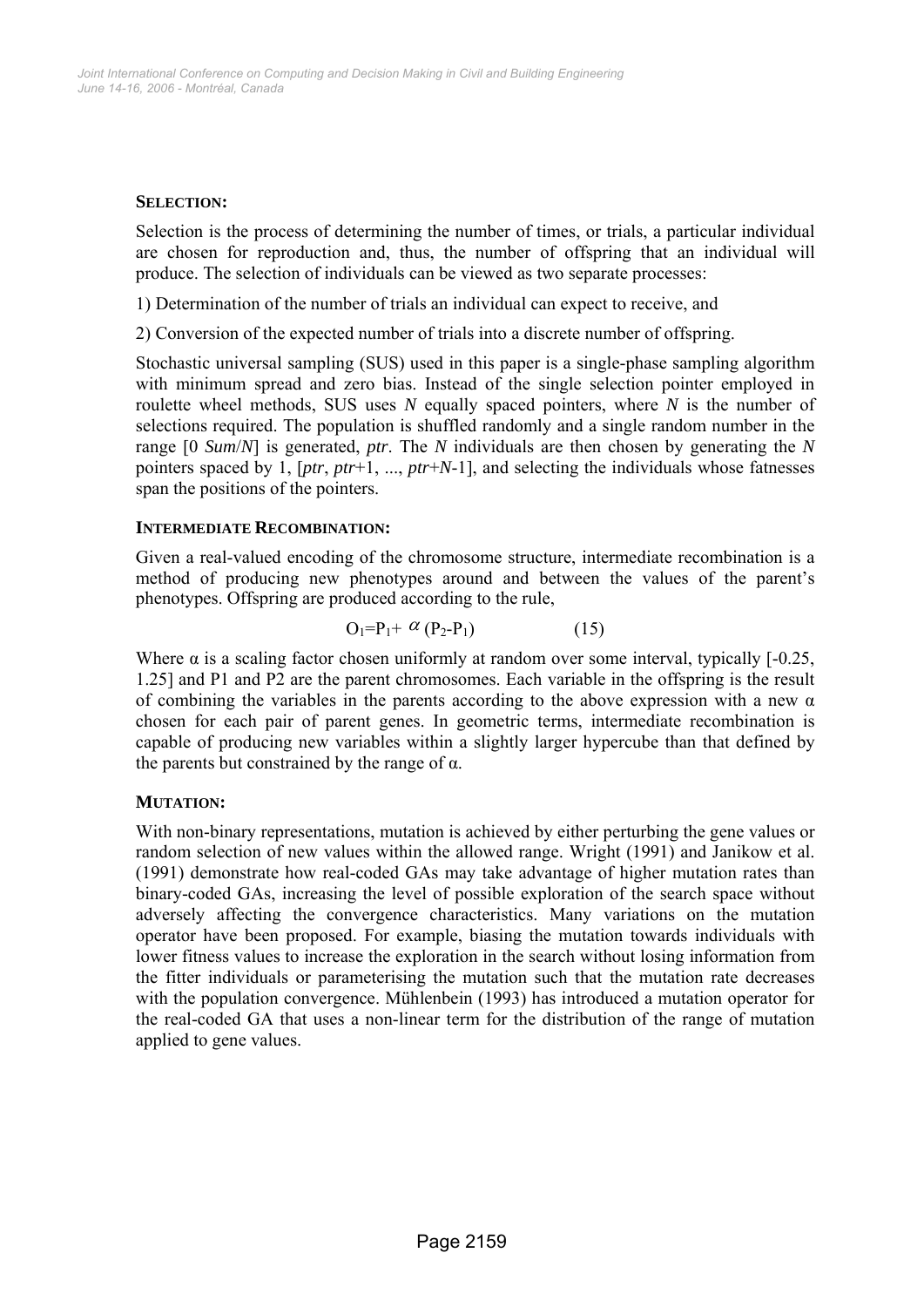**SELECTION:**

Selection is the process of determining the number of times, or trials, a particular individual are chosen for reproduction and, thus, the number of offspring that an individual will produce. The selection of individuals can be viewed as two separate processes:

1) Determination of the number of trials an individual can expect to receive, and

2) Conversion of the expected number of trials into a discrete number of offspring.

Stochastic universal sampling (SUS) used in this paper is a single-phase sampling algorithm with minimum spread and zero bias. Instead of the single selection pointer employed in roulette wheel methods, SUS uses $N$ equally spaced pointers, where $N$ is the number of selections required. The population is shuffled randomly and a single random number in the range [0 *Sum*/*N*] is generated, *ptr*. The $N$ individuals are then chosen by generating the $N$ pointers spaced by 1, [*ptr*, *ptr*+1, ..., *ptr*+*N*-1], and selecting the individuals whose fatnesses span the positions of the pointers.

**INTERMEDIATE RECOMBINATION:**

Given a real-valued encoding of the chromosome structure, intermediate recombination is a method of producing new phenotypes around and between the values of the parent's phenotypes. Offspring are produced according to the rule,

$$O_1 = P_1 + \alpha (P_2 - P_1) \qquad (15)$$

Where $\alpha$ is a scaling factor chosen uniformly at random over some interval, typically [-0.25, 1.25] and P1 and P2 are the parent chromosomes. Each variable in the offspring is the result of combining the variables in the parents according to the above expression with a new $\alpha$ chosen for each pair of parent genes. In geometric terms, intermediate recombination is capable of producing new variables within a slightly larger hypercube than that defined by the parents but constrained by the range of $\alpha$.

**MUTATION:**

With non-binary representations, mutation is achieved by either perturbing the gene values or random selection of new values within the allowed range. Wright (1991) and Janikow et al. (1991) demonstrate how real-coded GAs may take advantage of higher mutation rates than binary-coded GAs, increasing the level of possible exploration of the search space without adversely affecting the convergence characteristics. Many variations on the mutation operator have been proposed. For example, biasing the mutation towards individuals with lower fitness values to increase the exploration in the search without losing information from the fitter individuals or parameterising the mutation such that the mutation rate decreases with the population convergence. Mühlenbein (1993) has introduced a mutation operator for the real-coded GA that uses a non-linear term for the distribution of the range of mutation applied to gene values.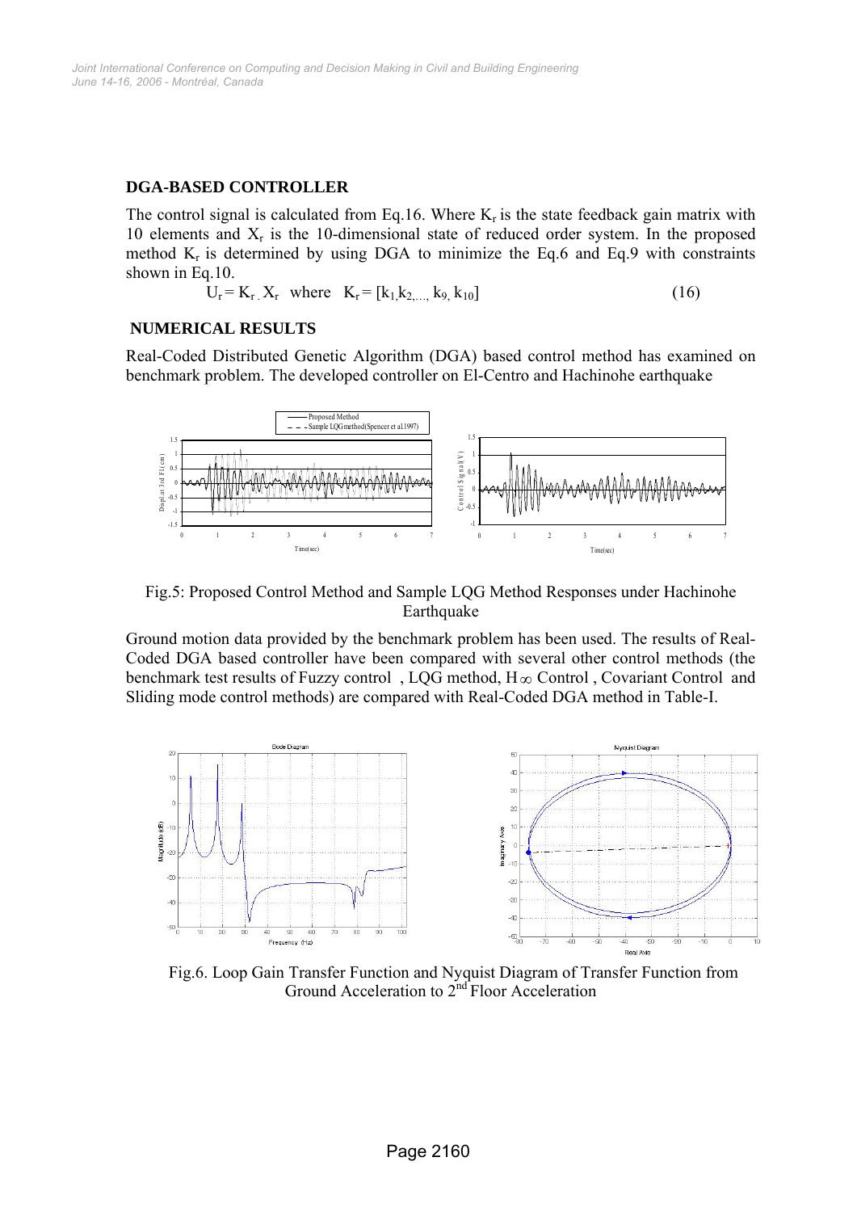## DGA-BASED CONTROLLER

The control signal is calculated from Eq.16. Where $K_r$ is the state feedback gain matrix with 10 elements and $X_r$ is the 10-dimensional state of reduced order system. In the proposed method $K_r$ is determined by using DGA to minimize the Eq.6 and Eq.9 with constraints shown in Eq.10.

$$U_r = K_r \cdot X_r \quad \text{where} \quad K_r = [k_1, k_2, \ldots, k_9, k_{10}] \tag{16}$$

## NUMERICAL RESULTS

Real-Coded Distributed Genetic Algorithm (DGA) based control method has examined on benchmark problem. The developed controller on El-Centro and Hachinohe earthquake

Fig.5: Proposed Control Method and Sample LQG Method Responses under Hachinohe Earthquake

Ground motion data provided by the benchmark problem has been used. The results of Real-Coded DGA based controller have been compared with several other control methods (the benchmark test results of Fuzzy control , LQG method, $H_\infty$ Control , Covariant Control and Sliding mode control methods) are compared with Real-Coded DGA method in Table-I.

Fig.6. Loop Gain Transfer Function and Nyquist Diagram of Transfer Function from Ground Acceleration to 2[nd] Floor Acceleration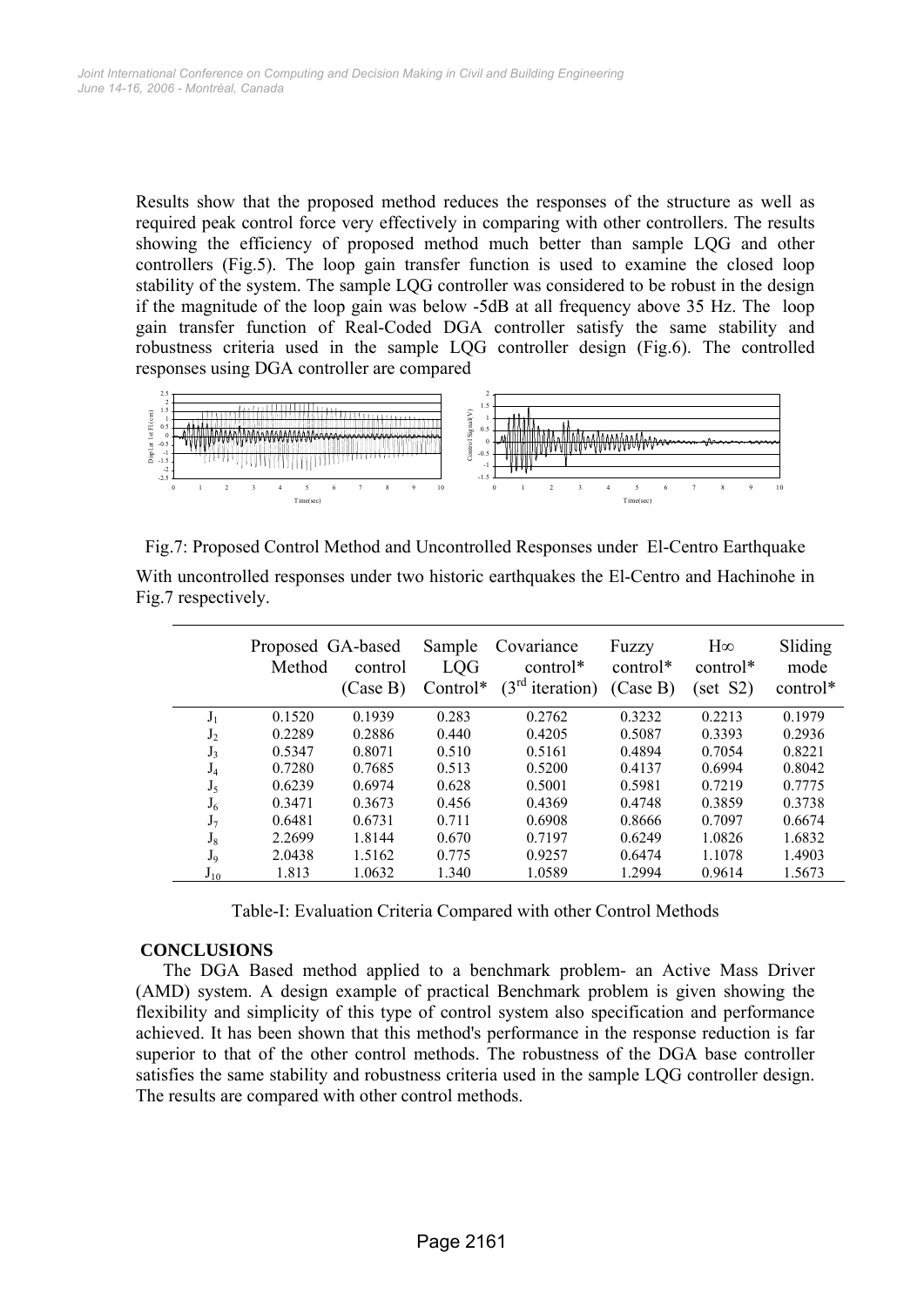Results show that the proposed method reduces the responses of the structure as well as required peak control force very effectively in comparing with other controllers. The results showing the efficiency of proposed method much better than sample LQG and other controllers (Fig.5). The loop gain transfer function is used to examine the closed loop stability of the system. The sample LQG controller was considered to be robust in the design if the magnitude of the loop gain was below -5dB at all frequency above 35 Hz. The loop gain transfer function of Real-Coded DGA controller satisfy the same stability and robustness criteria used in the sample LQG controller design (Fig.6). The controlled responses using DGA controller are compared

Fig.7: Proposed Control Method and Uncontrolled Responses under El-Centro Earthquake

With uncontrolled responses under two historic earthquakes the El-Centro and Hachinohe in Fig.7 respectively.

| | Proposed Method | GA-based control (Case B) | Sample LQG Control* | Covariance control* ($3^{rd}$ iteration) | Fuzzy control* (Case B) | H∞ control* (set S2) | Sliding mode control* |
|---|---|---|---|---|---|---|---|
| $J_1$ | 0.1520 | 0.1939 | 0.283 | 0.2762 | 0.3232 | 0.2213 | 0.1979 |
| $J_2$ | 0.2289 | 0.2886 | 0.440 | 0.4205 | 0.5087 | 0.3393 | 0.2936 |
| $J_3$ | 0.5347 | 0.8071 | 0.510 | 0.5161 | 0.4894 | 0.7054 | 0.8221 |
| $J_4$ | 0.7280 | 0.7685 | 0.513 | 0.5200 | 0.4137 | 0.6994 | 0.8042 |
| $J_5$ | 0.6239 | 0.6974 | 0.628 | 0.5001 | 0.5981 | 0.7219 | 0.7775 |
| $J_6$ | 0.3471 | 0.3673 | 0.456 | 0.4369 | 0.4748 | 0.3859 | 0.3738 |
| $J_7$ | 0.6481 | 0.6731 | 0.711 | 0.6908 | 0.8666 | 0.7097 | 0.6674 |
| $J_8$ | 2.2699 | 1.8144 | 0.670 | 0.7197 | 0.6249 | 1.0826 | 1.6832 |
| $J_9$ | 2.0438 | 1.5162 | 0.775 | 0.9257 | 0.6474 | 1.1078 | 1.4903 |
| $J_{10}$ | 1.813 | 1.0632 | 1.340 | 1.0589 | 1.2994 | 0.9614 | 1.5673 |

Table-I: Evaluation Criteria Compared with other Control Methods

## CONCLUSIONS

The DGA Based method applied to a benchmark problem- an Active Mass Driver (AMD) system. A design example of practical Benchmark problem is given showing the flexibility and simplicity of this type of control system also specification and performance achieved. It has been shown that this method's performance in the response reduction is far superior to that of the other control methods. The robustness of the DGA base controller satisfies the same stability and robustness criteria used in the sample LQG controller design. The results are compared with other control methods.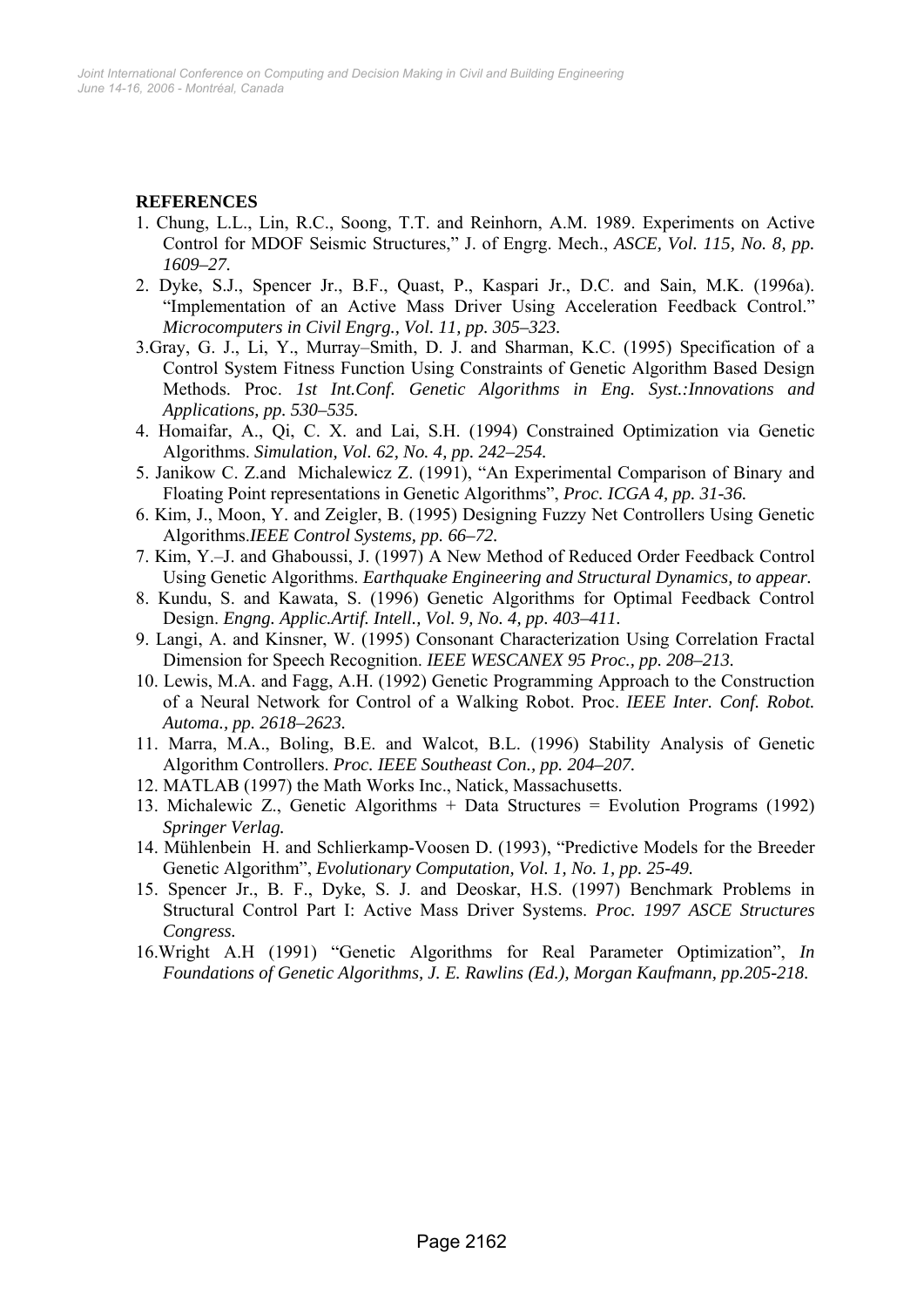**REFERENCES**

1. Chung, L.L., Lin, R.C., Soong, T.T. and Reinhorn, A.M. 1989. Experiments on Active Control for MDOF Seismic Structures," J. of Engrg. Mech., *ASCE, Vol. 115, No. 8, pp. 1609–27.*
2. Dyke, S.J., Spencer Jr., B.F., Quast, P., Kaspari Jr., D.C. and Sain, M.K. (1996a). "Implementation of an Active Mass Driver Using Acceleration Feedback Control." *Microcomputers in Civil Engrg., Vol. 11, pp. 305–323.*
3. Gray, G. J., Li, Y., Murray–Smith, D. J. and Sharman, K.C. (1995) Specification of a Control System Fitness Function Using Constraints of Genetic Algorithm Based Design Methods. Proc. *1st Int.Conf. Genetic Algorithms in Eng. Syst.:Innovations and Applications, pp. 530–535.*
4. Homaifar, A., Qi, C. X. and Lai, S.H. (1994) Constrained Optimization via Genetic Algorithms. *Simulation, Vol. 62, No. 4, pp. 242–254.*
5. Janikow C. Z.and Michalewicz Z. (1991), "An Experimental Comparison of Binary and Floating Point representations in Genetic Algorithms", *Proc. ICGA 4, pp. 31-36.*
6. Kim, J., Moon, Y. and Zeigler, B. (1995) Designing Fuzzy Net Controllers Using Genetic Algorithms.*IEEE Control Systems, pp. 66–72.*
7. Kim, Y.–J. and Ghaboussi, J. (1997) A New Method of Reduced Order Feedback Control Using Genetic Algorithms. *Earthquake Engineering and Structural Dynamics, to appear.*
8. Kundu, S. and Kawata, S. (1996) Genetic Algorithms for Optimal Feedback Control Design. *Engng. Applic.Artif. Intell., Vol. 9, No. 4, pp. 403–411.*
9. Langi, A. and Kinsner, W. (1995) Consonant Characterization Using Correlation Fractal Dimension for Speech Recognition. *IEEE WESCANEX 95 Proc., pp. 208–213.*
10. Lewis, M.A. and Fagg, A.H. (1992) Genetic Programming Approach to the Construction of a Neural Network for Control of a Walking Robot. Proc. *IEEE Inter. Conf. Robot. Automa., pp. 2618–2623.*
11. Marra, M.A., Boling, B.E. and Walcot, B.L. (1996) Stability Analysis of Genetic Algorithm Controllers. *Proc. IEEE Southeast Con., pp. 204–207.*
12. MATLAB (1997) the Math Works Inc., Natick, Massachusetts.
13. Michalewic Z., Genetic Algorithms + Data Structures = Evolution Programs (1992) *Springer Verlag.*
14. Mühlenbein H. and Schlierkamp-Voosen D. (1993), "Predictive Models for the Breeder Genetic Algorithm", *Evolutionary Computation, Vol. 1, No. 1, pp. 25-49.*
15. Spencer Jr., B. F., Dyke, S. J. and Deoskar, H.S. (1997) Benchmark Problems in Structural Control Part I: Active Mass Driver Systems. *Proc. 1997 ASCE Structures Congress.*
16. Wright A.H (1991) "Genetic Algorithms for Real Parameter Optimization", *In Foundations of Genetic Algorithms, J. E. Rawlins (Ed.), Morgan Kaufmann, pp.205-218.*